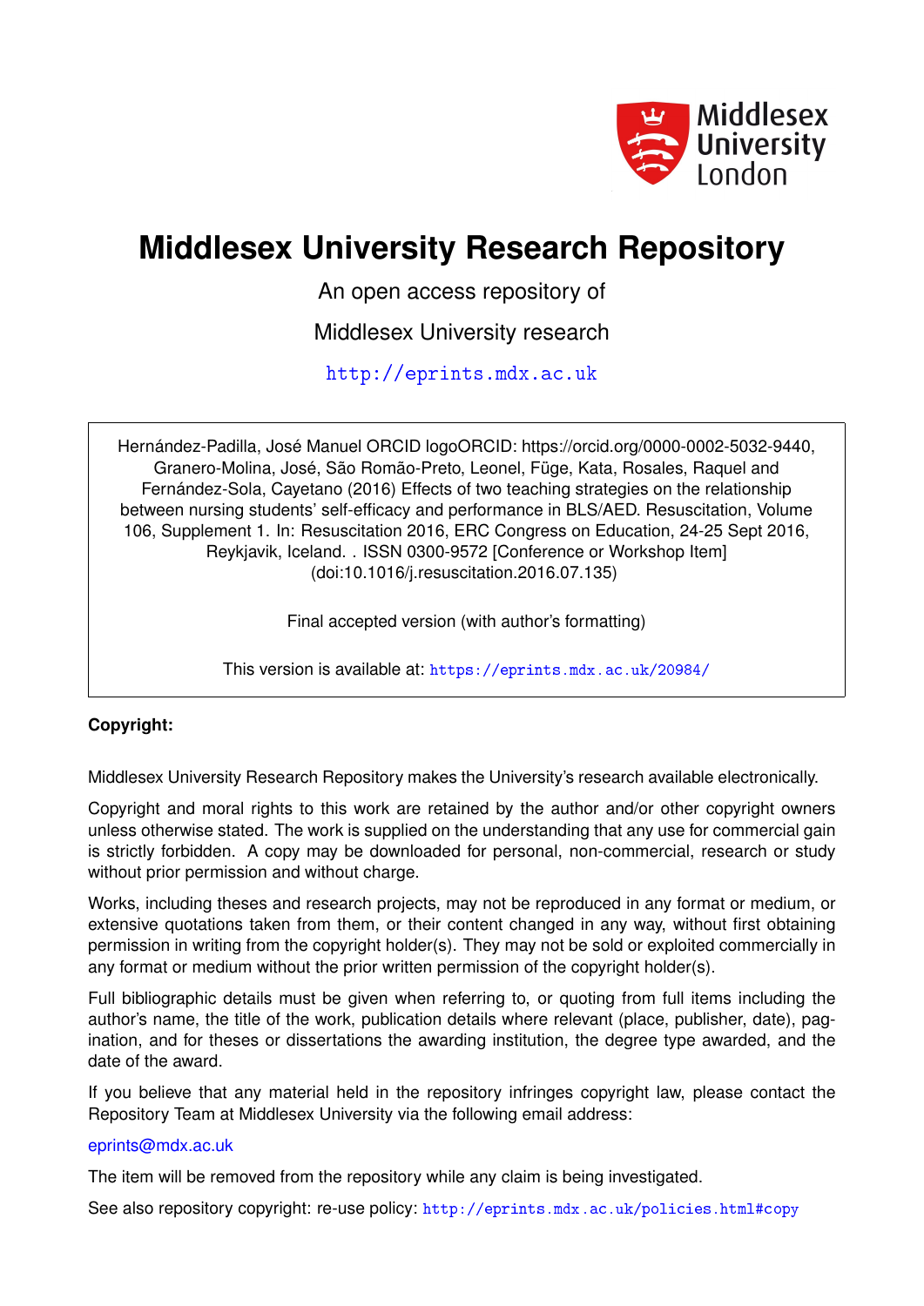Middlesex University London

# Middlesex University Research Repository

An open access repository of

Middlesex University research

http://eprints.mdx.ac.uk

Hernández-Padilla, José Manuel ORCID logoORCID: https://orcid.org/0000-0002-5032-9440, Granero-Molina, José, São Romão-Preto, Leonel, Füge, Kata, Rosales, Raquel and Fernández-Sola, Cayetano (2016) Effects of two teaching strategies on the relationship between nursing students' self-efficacy and performance in BLS/AED. Resuscitation, Volume 106, Supplement 1. In: Resuscitation 2016, ERC Congress on Education, 24-25 Sept 2016, Reykjavik, Iceland. . ISSN 0300-9572 [Conference or Workshop Item] (doi:10.1016/j.resuscitation.2016.07.135)

Final accepted version (with author's formatting)

This version is available at: https://eprints.mdx.ac.uk/20984/

**Copyright:**

Middlesex University Research Repository makes the University's research available electronically.

Copyright and moral rights to this work are retained by the author and/or other copyright owners unless otherwise stated. The work is supplied on the understanding that any use for commercial gain is strictly forbidden. A copy may be downloaded for personal, non-commercial, research or study without prior permission and without charge.

Works, including theses and research projects, may not be reproduced in any format or medium, or extensive quotations taken from them, or their content changed in any way, without first obtaining permission in writing from the copyright holder(s). They may not be sold or exploited commercially in any format or medium without the prior written permission of the copyright holder(s).

Full bibliographic details must be given when referring to, or quoting from full items including the author's name, the title of the work, publication details where relevant (place, publisher, date), pagination, and for theses or dissertations the awarding institution, the degree type awarded, and the date of the award.

If you believe that any material held in the repository infringes copyright law, please contact the Repository Team at Middlesex University via the following email address:

eprints@mdx.ac.uk

The item will be removed from the repository while any claim is being investigated.

See also repository copyright: re-use policy: http://eprints.mdx.ac.uk/policies.html#copy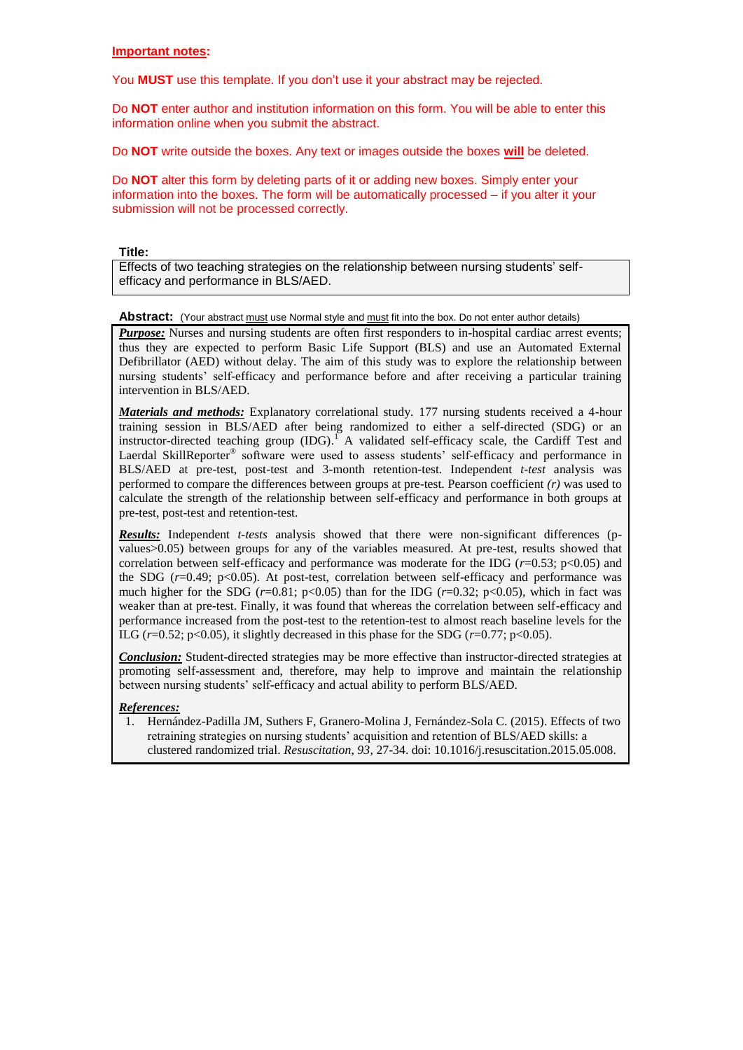**Important notes:**

You **MUST** use this template. If you don't use it your abstract may be rejected.

Do **NOT** enter author and institution information on this form. You will be able to enter this information online when you submit the abstract.

Do **NOT** write outside the boxes. Any text or images outside the boxes **will** be deleted.

Do **NOT** alter this form by deleting parts of it or adding new boxes. Simply enter your information into the boxes. The form will be automatically processed – if you alter it your submission will not be processed correctly.

**Title:**

Effects of two teaching strategies on the relationship between nursing students' self-efficacy and performance in BLS/AED.

**Abstract:** (Your abstract must use Normal style and must fit into the box. Do not enter author details)

***Purpose:*** Nurses and nursing students are often first responders to in-hospital cardiac arrest events; thus they are expected to perform Basic Life Support (BLS) and use an Automated External Defibrillator (AED) without delay. The aim of this study was to explore the relationship between nursing students' self-efficacy and performance before and after receiving a particular training intervention in BLS/AED.

***Materials and methods:*** Explanatory correlational study. 177 nursing students received a 4-hour training session in BLS/AED after being randomized to either a self-directed (SDG) or an instructor-directed teaching group (IDG).[1] A validated self-efficacy scale, the Cardiff Test and Laerdal SkillReporter® software were used to assess students' self-efficacy and performance in BLS/AED at pre-test, post-test and 3-month retention-test. Independent *t-test* analysis was performed to compare the differences between groups at pre-test. Pearson coefficient *(r)* was used to calculate the strength of the relationship between self-efficacy and performance in both groups at pre-test, post-test and retention-test.

***Results:*** Independent *t-tests* analysis showed that there were non-significant differences (p-values>0.05) between groups for any of the variables measured. At pre-test, results showed that correlation between self-efficacy and performance was moderate for the IDG ($r$=0.53; p<0.05) and the SDG ($r$=0.49; p<0.05). At post-test, correlation between self-efficacy and performance was much higher for the SDG ($r$=0.81; p<0.05) than for the IDG ($r$=0.32; p<0.05), which in fact was weaker than at pre-test. Finally, it was found that whereas the correlation between self-efficacy and performance increased from the post-test to the retention-test to almost reach baseline levels for the ILG ($r$=0.52; p<0.05), it slightly decreased in this phase for the SDG ($r$=0.77; p<0.05).

***Conclusion:*** Student-directed strategies may be more effective than instructor-directed strategies at promoting self-assessment and, therefore, may help to improve and maintain the relationship between nursing students' self-efficacy and actual ability to perform BLS/AED.

***References:***

1. Hernández-Padilla JM, Suthers F, Granero-Molina J, Fernández-Sola C. (2015). Effects of two retraining strategies on nursing students' acquisition and retention of BLS/AED skills: a clustered randomized trial. *Resuscitation*, *93*, 27-34. doi: 10.1016/j.resuscitation.2015.05.008.